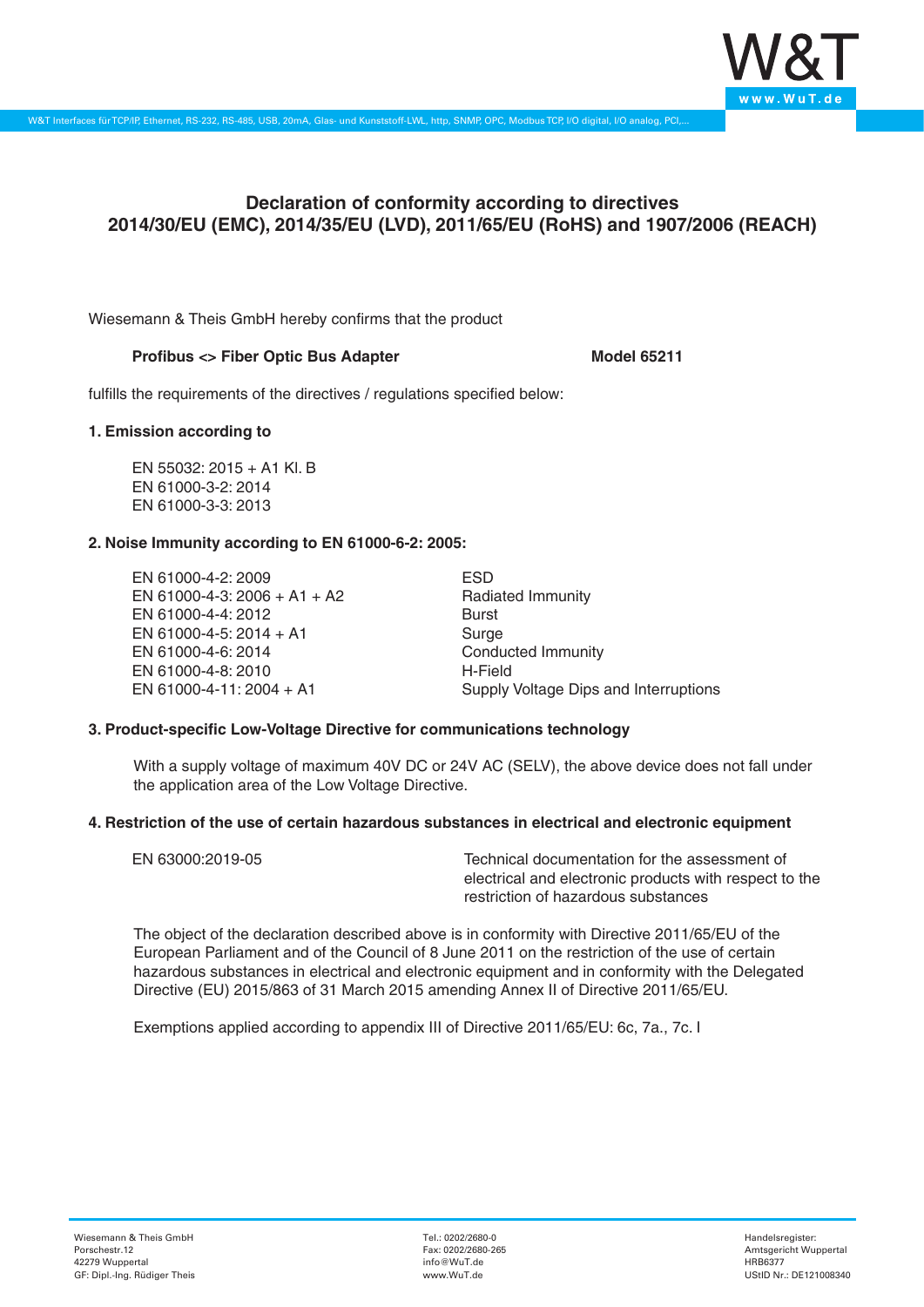# Declaration of conformity according to directives 2014/30/EU (EMC), 2014/35/EU (LVD), 2011/65/EU (RoHS) and 1907/2006 (REACH)

Wiesemann & Theis GmbH hereby confirms that the product

**Profibus <> Fiber Optic Bus Adapter** **Model 65211**

fulfills the requirements of the directives / regulations specified below:

### 1. Emission according to

EN 55032: 2015 + A1 Kl. B
EN 61000-3-2: 2014
EN 61000-3-3: 2013

### 2. Noise Immunity according to EN 61000-6-2: 2005:

| | |
|---|---|
| EN 61000-4-2: 2009 | ESD |
| EN 61000-4-3: 2006 + A1 + A2 | Radiated Immunity |
| EN 61000-4-4: 2012 | Burst |
| EN 61000-4-5: 2014 + A1 | Surge |
| EN 61000-4-6: 2014 | Conducted Immunity |
| EN 61000-4-8: 2010 | H-Field |
| EN 61000-4-11: 2004 + A1 | Supply Voltage Dips and Interruptions |

### 3. Product-specific Low-Voltage Directive for communications technology

With a supply voltage of maximum 40V DC or 24V AC (SELV), the above device does not fall under the application area of the Low Voltage Directive.

### 4. Restriction of the use of certain hazardous substances in electrical and electronic equipment

| | |
|---|---|
| EN 63000:2019-05 | Technical documentation for the assessment of electrical and electronic products with respect to the restriction of hazardous substances |

The object of the declaration described above is in conformity with Directive 2011/65/EU of the European Parliament and of the Council of 8 June 2011 on the restriction of the use of certain hazardous substances in electrical and electronic equipment and in conformity with the Delegated Directive (EU) 2015/863 of 31 March 2015 amending Annex II of Directive 2011/65/EU.

Exemptions applied according to appendix III of Directive 2011/65/EU: 6c, 7a., 7c. I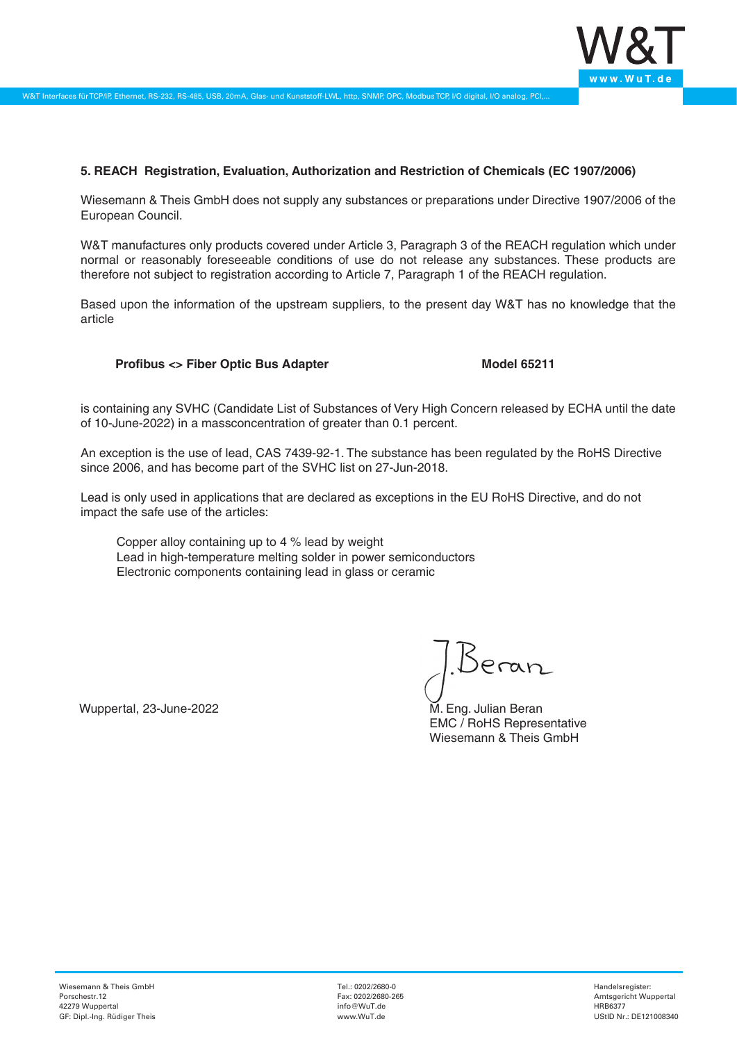## 5. REACH Registration, Evaluation, Authorization and Restriction of Chemicals (EC 1907/2006)

Wiesemann & Theis GmbH does not supply any substances or preparations under Directive 1907/2006 of the European Council.

W&T manufactures only products covered under Article 3, Paragraph 3 of the REACH regulation which under normal or reasonably foreseeable conditions of use do not release any substances. These products are therefore not subject to registration according to Article 7, Paragraph 1 of the REACH regulation.

Based upon the information of the upstream suppliers, to the present day W&T has no knowledge that the article

**Profibus <> Fiber Optic Bus Adapter** **Model 65211**

is containing any SVHC (Candidate List of Substances of Very High Concern released by ECHA until the date of 10-June-2022) in a massconcentration of greater than 0.1 percent.

An exception is the use of lead, CAS 7439-92-1. The substance has been regulated by the RoHS Directive since 2006, and has become part of the SVHC list on 27-Jun-2018.

Lead is only used in applications that are declared as exceptions in the EU RoHS Directive, and do not impact the safe use of the articles:

Copper alloy containing up to 4 % lead by weight
Lead in high-temperature melting solder in power semiconductors
Electronic components containing lead in glass or ceramic

Wuppertal, 23-June-2022

J.Beran

M. Eng. Julian Beran
EMC / RoHS Representative
Wiesemann & Theis GmbH